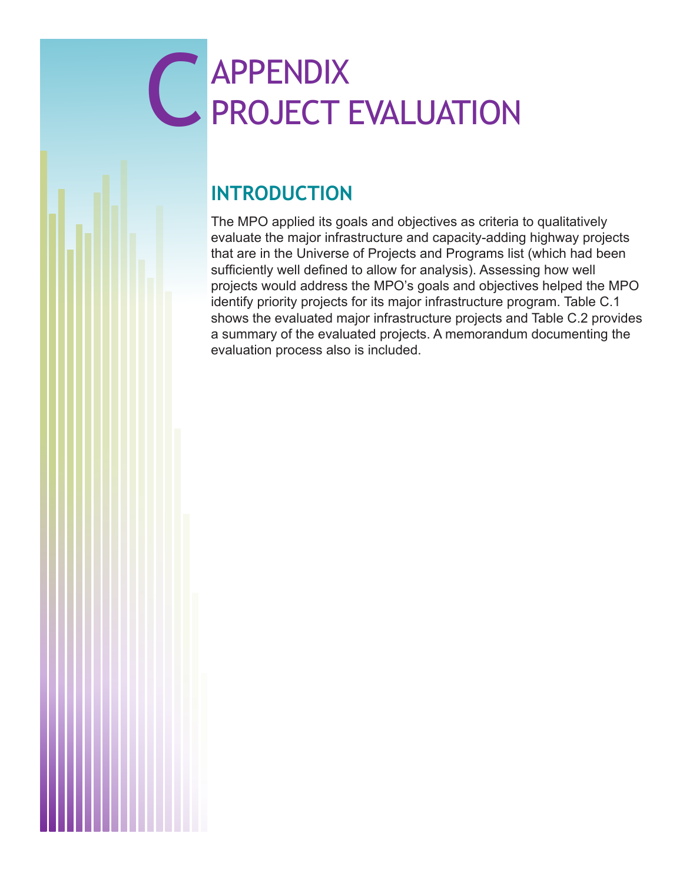# APPENDIX C PROJECT EVALUATION

## INTRODUCTION

The MPO applied its goals and objectives as criteria to qualitatively evaluate the major infrastructure and capacity-adding highway projects that are in the Universe of Projects and Programs list (which had been sufficiently well defined to allow for analysis). Assessing how well projects would address the MPO's goals and objectives helped the MPO identify priority projects for its major infrastructure program. Table C.1 shows the evaluated major infrastructure projects and Table C.2 provides a summary of the evaluated projects. A memorandum documenting the evaluation process also is included.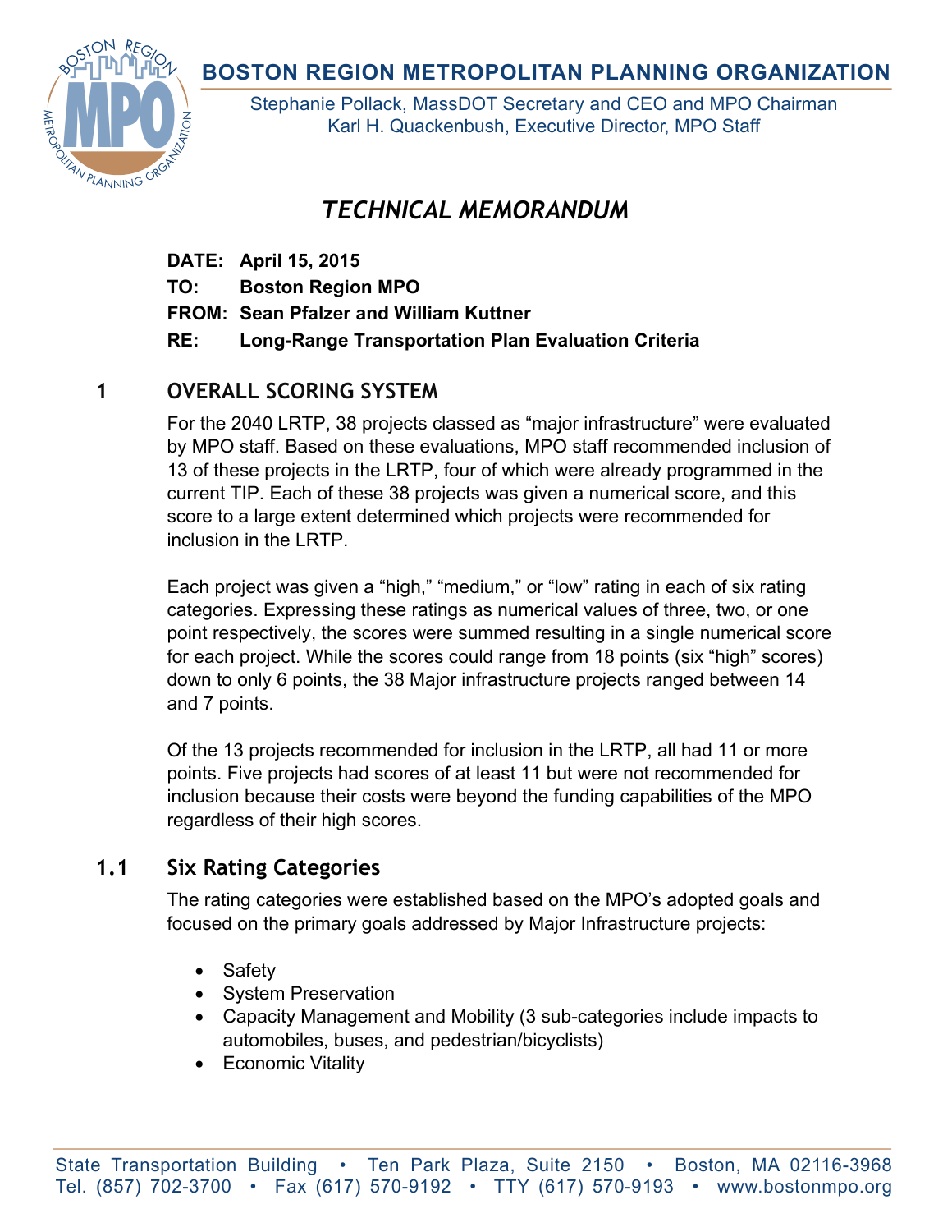# BOSTON REGION METROPOLITAN PLANNING ORGANIZATION

Stephanie Pollack, MassDOT Secretary and CEO and MPO Chairman
Karl H. Quackenbush, Executive Director, MPO Staff

## *TECHNICAL MEMORANDUM*

**DATE: April 15, 2015**
**TO: Boston Region MPO**
**FROM: Sean Pfalzer and William Kuttner**
**RE: Long-Range Transportation Plan Evaluation Criteria**

## 1 OVERALL SCORING SYSTEM

For the 2040 LRTP, 38 projects classed as "major infrastructure" were evaluated by MPO staff. Based on these evaluations, MPO staff recommended inclusion of 13 of these projects in the LRTP, four of which were already programmed in the current TIP. Each of these 38 projects was given a numerical score, and this score to a large extent determined which projects were recommended for inclusion in the LRTP.

Each project was given a "high," "medium," or "low" rating in each of six rating categories. Expressing these ratings as numerical values of three, two, or one point respectively, the scores were summed resulting in a single numerical score for each project. While the scores could range from 18 points (six "high" scores) down to only 6 points, the 38 Major infrastructure projects ranged between 14 and 7 points.

Of the 13 projects recommended for inclusion in the LRTP, all had 11 or more points. Five projects had scores of at least 11 but were not recommended for inclusion because their costs were beyond the funding capabilities of the MPO regardless of their high scores.

### 1.1 Six Rating Categories

The rating categories were established based on the MPO's adopted goals and focused on the primary goals addressed by Major Infrastructure projects:

- Safety
- System Preservation
- Capacity Management and Mobility (3 sub-categories include impacts to automobiles, buses, and pedestrian/bicyclists)
- Economic Vitality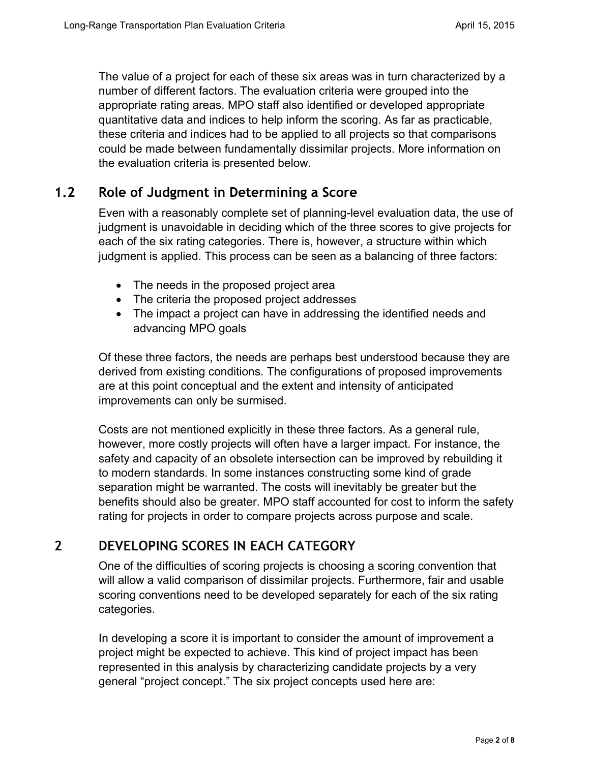The value of a project for each of these six areas was in turn characterized by a number of different factors. The evaluation criteria were grouped into the appropriate rating areas. MPO staff also identified or developed appropriate quantitative data and indices to help inform the scoring. As far as practicable, these criteria and indices had to be applied to all projects so that comparisons could be made between fundamentally dissimilar projects. More information on the evaluation criteria is presented below.

## 1.2 Role of Judgment in Determining a Score

Even with a reasonably complete set of planning-level evaluation data, the use of judgment is unavoidable in deciding which of the three scores to give projects for each of the six rating categories. There is, however, a structure within which judgment is applied. This process can be seen as a balancing of three factors:

- The needs in the proposed project area
- The criteria the proposed project addresses
- The impact a project can have in addressing the identified needs and advancing MPO goals

Of these three factors, the needs are perhaps best understood because they are derived from existing conditions. The configurations of proposed improvements are at this point conceptual and the extent and intensity of anticipated improvements can only be surmised.

Costs are not mentioned explicitly in these three factors. As a general rule, however, more costly projects will often have a larger impact. For instance, the safety and capacity of an obsolete intersection can be improved by rebuilding it to modern standards. In some instances constructing some kind of grade separation might be warranted. The costs will inevitably be greater but the benefits should also be greater. MPO staff accounted for cost to inform the safety rating for projects in order to compare projects across purpose and scale.

# 2 DEVELOPING SCORES IN EACH CATEGORY

One of the difficulties of scoring projects is choosing a scoring convention that will allow a valid comparison of dissimilar projects. Furthermore, fair and usable scoring conventions need to be developed separately for each of the six rating categories.

In developing a score it is important to consider the amount of improvement a project might be expected to achieve. This kind of project impact has been represented in this analysis by characterizing candidate projects by a very general "project concept." The six project concepts used here are: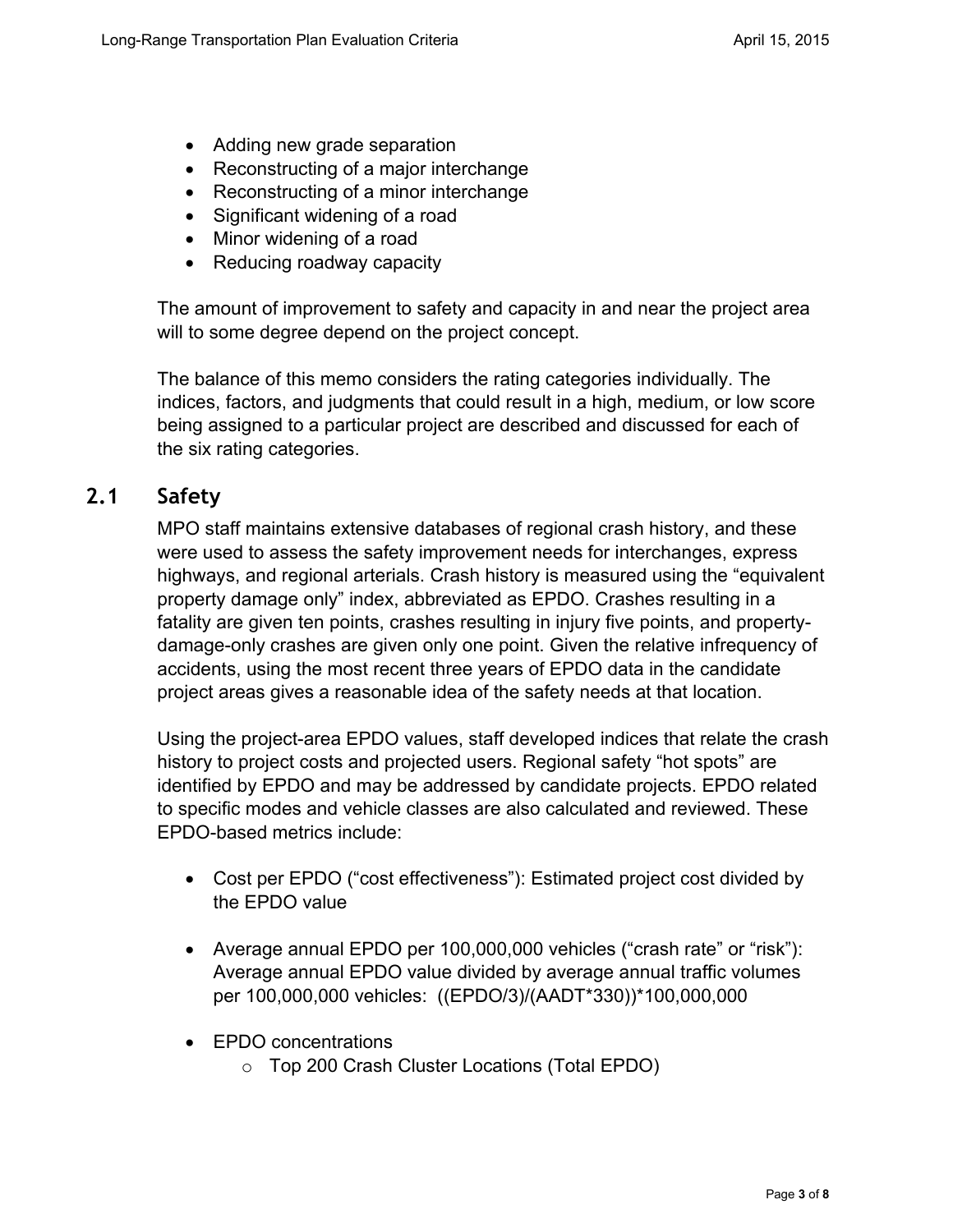- Adding new grade separation
- Reconstructing of a major interchange
- Reconstructing of a minor interchange
- Significant widening of a road
- Minor widening of a road
- Reducing roadway capacity

The amount of improvement to safety and capacity in and near the project area will to some degree depend on the project concept.

The balance of this memo considers the rating categories individually. The indices, factors, and judgments that could result in a high, medium, or low score being assigned to a particular project are described and discussed for each of the six rating categories.

## 2.1 Safety

MPO staff maintains extensive databases of regional crash history, and these were used to assess the safety improvement needs for interchanges, express highways, and regional arterials. Crash history is measured using the "equivalent property damage only" index, abbreviated as EPDO. Crashes resulting in a fatality are given ten points, crashes resulting in injury five points, and property-damage-only crashes are given only one point. Given the relative infrequency of accidents, using the most recent three years of EPDO data in the candidate project areas gives a reasonable idea of the safety needs at that location.

Using the project-area EPDO values, staff developed indices that relate the crash history to project costs and projected users. Regional safety "hot spots" are identified by EPDO and may be addressed by candidate projects. EPDO related to specific modes and vehicle classes are also calculated and reviewed. These EPDO-based metrics include:

- Cost per EPDO ("cost effectiveness"): Estimated project cost divided by the EPDO value
- Average annual EPDO per 100,000,000 vehicles ("crash rate" or "risk"): Average annual EPDO value divided by average annual traffic volumes per 100,000,000 vehicles: ((EPDO/3)/(AADT*330))*100,000,000
- EPDO concentrations
    - Top 200 Crash Cluster Locations (Total EPDO)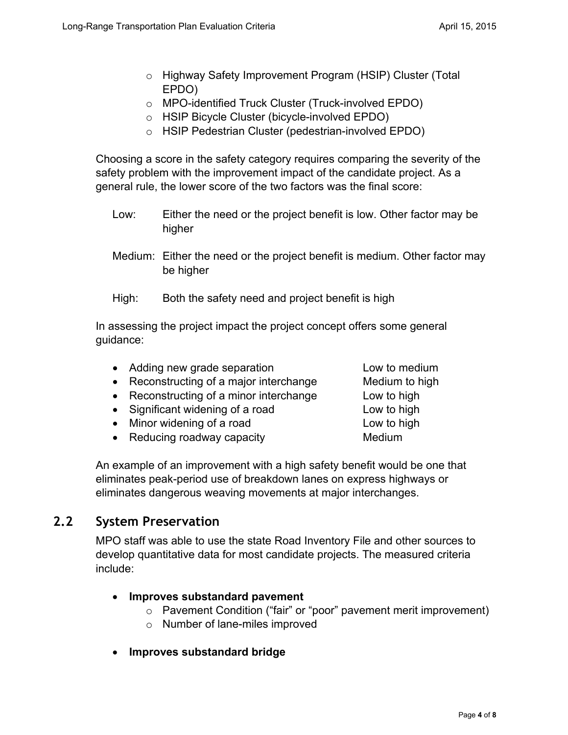- Highway Safety Improvement Program (HSIP) Cluster (Total EPDO)
- MPO-identified Truck Cluster (Truck-involved EPDO)
- HSIP Bicycle Cluster (bicycle-involved EPDO)
- HSIP Pedestrian Cluster (pedestrian-involved EPDO)

Choosing a score in the safety category requires comparing the severity of the safety problem with the improvement impact of the candidate project. As a general rule, the lower score of the two factors was the final score:

Low: Either the need or the project benefit is low. Other factor may be higher

Medium: Either the need or the project benefit is medium. Other factor may be higher

High: Both the safety need and project benefit is high

In assessing the project impact the project concept offers some general guidance:

- Adding new grade separation — Low to medium
- Reconstructing of a major interchange — Medium to high
- Reconstructing of a minor interchange — Low to high
- Significant widening of a road — Low to high
- Minor widening of a road — Low to high
- Reducing roadway capacity — Medium

An example of an improvement with a high safety benefit would be one that eliminates peak-period use of breakdown lanes on express highways or eliminates dangerous weaving movements at major interchanges.

## 2.2 System Preservation

MPO staff was able to use the state Road Inventory File and other sources to develop quantitative data for most candidate projects. The measured criteria include:

- **Improves substandard pavement**
  - Pavement Condition ("fair" or "poor" pavement merit improvement)
  - Number of lane-miles improved

- **Improves substandard bridge**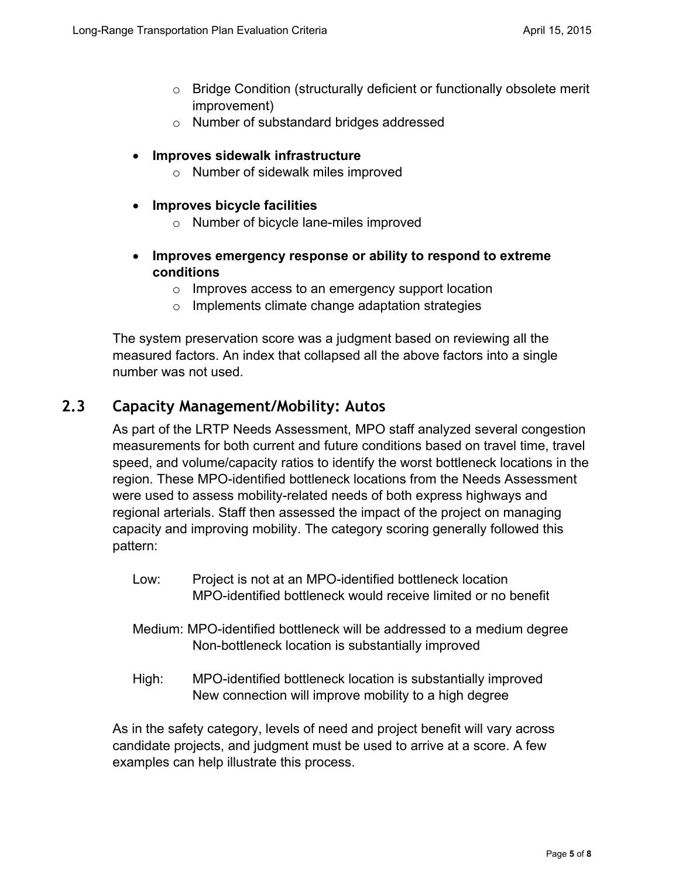- Bridge Condition (structurally deficient or functionally obsolete merit improvement)
  - Number of substandard bridges addressed

- **Improves sidewalk infrastructure**
  - Number of sidewalk miles improved

- **Improves bicycle facilities**
  - Number of bicycle lane-miles improved

- **Improves emergency response or ability to respond to extreme conditions**
  - Improves access to an emergency support location
  - Implements climate change adaptation strategies

The system preservation score was a judgment based on reviewing all the measured factors. An index that collapsed all the above factors into a single number was not used.

## 2.3 Capacity Management/Mobility: Autos

As part of the LRTP Needs Assessment, MPO staff analyzed several congestion measurements for both current and future conditions based on travel time, travel speed, and volume/capacity ratios to identify the worst bottleneck locations in the region. These MPO-identified bottleneck locations from the Needs Assessment were used to assess mobility-related needs of both express highways and regional arterials. Staff then assessed the impact of the project on managing capacity and improving mobility. The category scoring generally followed this pattern:

Low: Project is not at an MPO-identified bottleneck location
MPO-identified bottleneck would receive limited or no benefit

Medium: MPO-identified bottleneck will be addressed to a medium degree
Non-bottleneck location is substantially improved

High: MPO-identified bottleneck location is substantially improved
New connection will improve mobility to a high degree

As in the safety category, levels of need and project benefit will vary across candidate projects, and judgment must be used to arrive at a score. A few examples can help illustrate this process.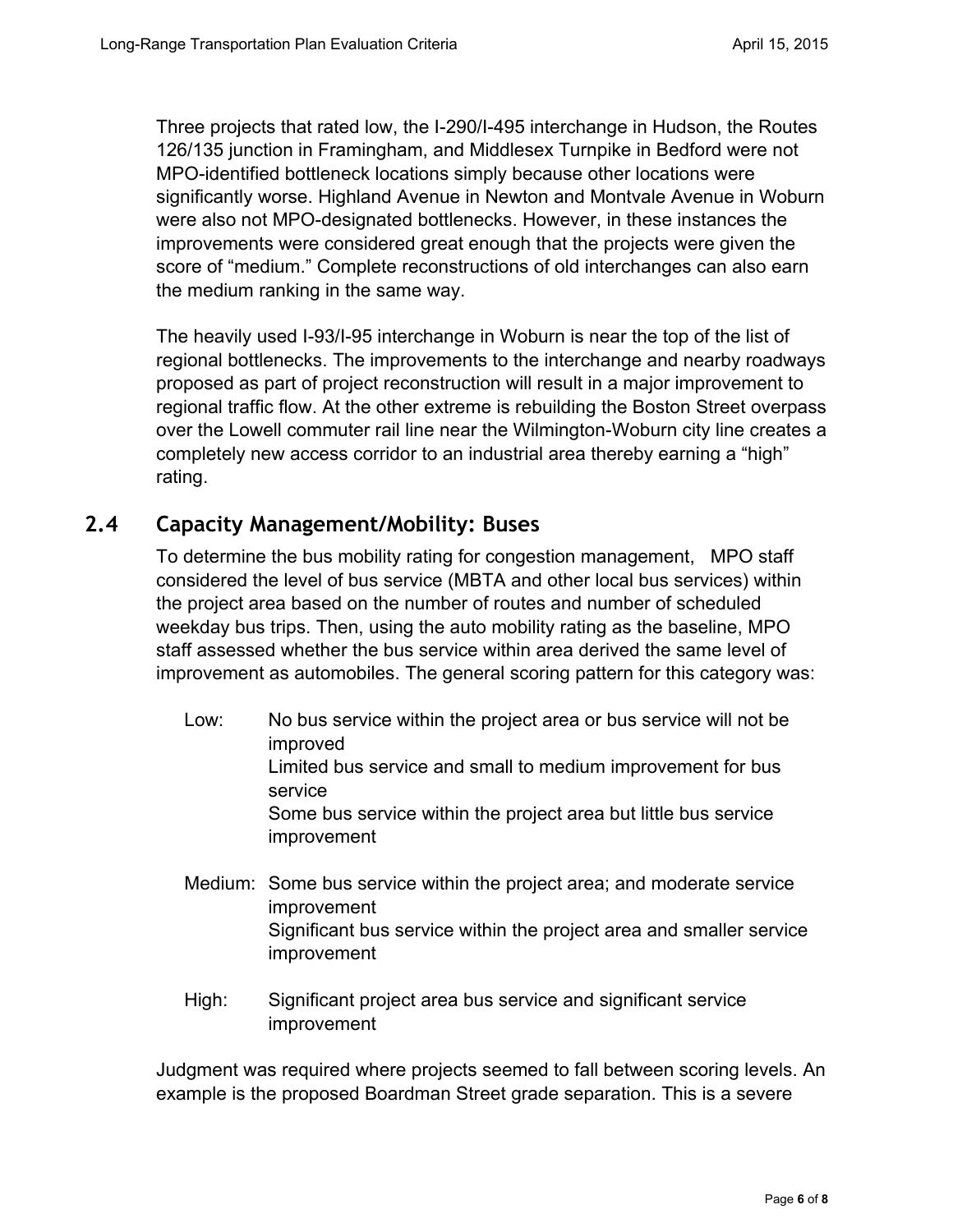Three projects that rated low, the I-290/I-495 interchange in Hudson, the Routes 126/135 junction in Framingham, and Middlesex Turnpike in Bedford were not MPO-identified bottleneck locations simply because other locations were significantly worse. Highland Avenue in Newton and Montvale Avenue in Woburn were also not MPO-designated bottlenecks. However, in these instances the improvements were considered great enough that the projects were given the score of "medium." Complete reconstructions of old interchanges can also earn the medium ranking in the same way.

The heavily used I-93/I-95 interchange in Woburn is near the top of the list of regional bottlenecks. The improvements to the interchange and nearby roadways proposed as part of project reconstruction will result in a major improvement to regional traffic flow. At the other extreme is rebuilding the Boston Street overpass over the Lowell commuter rail line near the Wilmington-Woburn city line creates a completely new access corridor to an industrial area thereby earning a "high" rating.

## 2.4 Capacity Management/Mobility: Buses

To determine the bus mobility rating for congestion management, MPO staff considered the level of bus service (MBTA and other local bus services) within the project area based on the number of routes and number of scheduled weekday bus trips. Then, using the auto mobility rating as the baseline, MPO staff assessed whether the bus service within area derived the same level of improvement as automobiles. The general scoring pattern for this category was:

- Low:
  - No bus service within the project area or bus service will not be improved
  - Limited bus service and small to medium improvement for bus service
  - Some bus service within the project area but little bus service improvement
- Medium:
  - Some bus service within the project area; and moderate service improvement
  - Significant bus service within the project area and smaller service improvement
- High:
  - Significant project area bus service and significant service improvement

Judgment was required where projects seemed to fall between scoring levels. An example is the proposed Boardman Street grade separation. This is a severe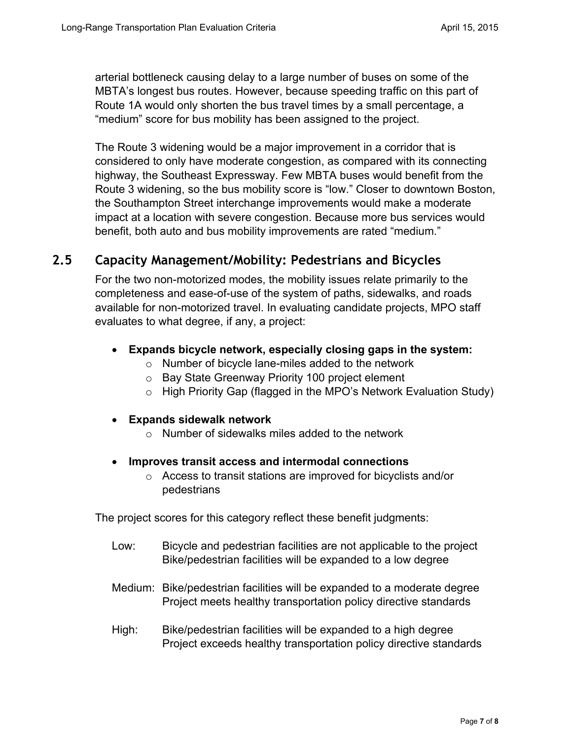arterial bottleneck causing delay to a large number of buses on some of the MBTA's longest bus routes. However, because speeding traffic on this part of Route 1A would only shorten the bus travel times by a small percentage, a "medium" score for bus mobility has been assigned to the project.

The Route 3 widening would be a major improvement in a corridor that is considered to only have moderate congestion, as compared with its connecting highway, the Southeast Expressway. Few MBTA buses would benefit from the Route 3 widening, so the bus mobility score is "low." Closer to downtown Boston, the Southampton Street interchange improvements would make a moderate impact at a location with severe congestion. Because more bus services would benefit, both auto and bus mobility improvements are rated "medium."

## 2.5 Capacity Management/Mobility: Pedestrians and Bicycles

For the two non-motorized modes, the mobility issues relate primarily to the completeness and ease-of-use of the system of paths, sidewalks, and roads available for non-motorized travel. In evaluating candidate projects, MPO staff evaluates to what degree, if any, a project:

- **Expands bicycle network, especially closing gaps in the system:**
  - Number of bicycle lane-miles added to the network
  - Bay State Greenway Priority 100 project element
  - High Priority Gap (flagged in the MPO's Network Evaluation Study)

- **Expands sidewalk network**
  - Number of sidewalks miles added to the network

- **Improves transit access and intermodal connections**
  - Access to transit stations are improved for bicyclists and/or pedestrians

The project scores for this category reflect these benefit judgments:

Low: Bicycle and pedestrian facilities are not applicable to the project
Bike/pedestrian facilities will be expanded to a low degree

Medium: Bike/pedestrian facilities will be expanded to a moderate degree
Project meets healthy transportation policy directive standards

High: Bike/pedestrian facilities will be expanded to a high degree
Project exceeds healthy transportation policy directive standards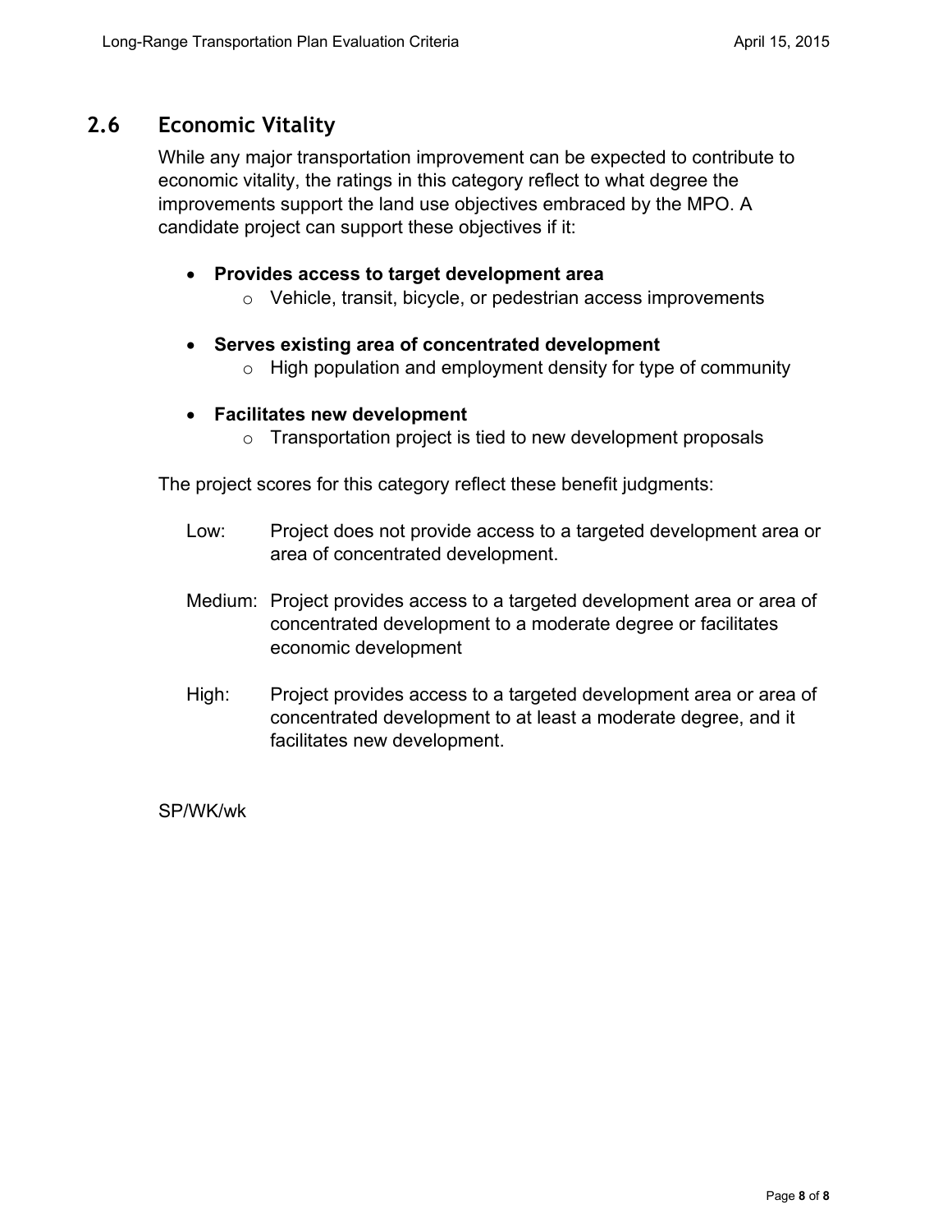## 2.6 Economic Vitality

While any major transportation improvement can be expected to contribute to economic vitality, the ratings in this category reflect to what degree the improvements support the land use objectives embraced by the MPO. A candidate project can support these objectives if it:

- **Provides access to target development area**
  - Vehicle, transit, bicycle, or pedestrian access improvements
- **Serves existing area of concentrated development**
  - High population and employment density for type of community
- **Facilitates new development**
  - Transportation project is tied to new development proposals

The project scores for this category reflect these benefit judgments:

Low: Project does not provide access to a targeted development area or area of concentrated development.

Medium: Project provides access to a targeted development area or area of concentrated development to a moderate degree or facilitates economic development

High: Project provides access to a targeted development area or area of concentrated development to at least a moderate degree, and it facilitates new development.

SP/WK/wk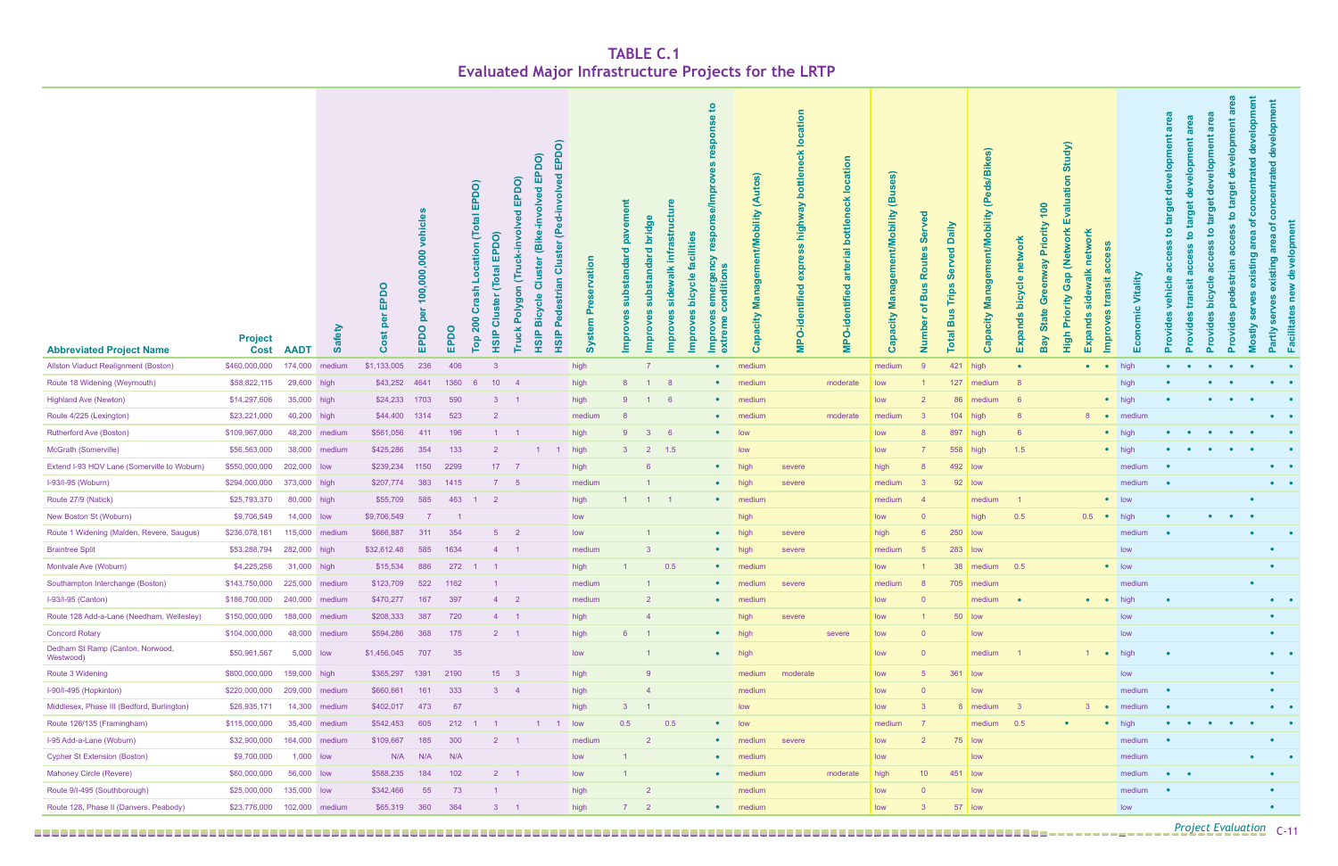# TABLE C.1
## Evaluated Major Infrastructure Projects for the LRTP

| Abbreviated Project Name | Project Cost | AADT | Safety | Cost per EPDO | EPDO per 100,000,000 vehicles | EPDO | Top 200 Crash Location (Total EPDO) | HSIP Cluster (Total EPDO) | Truck Polygon (Truck-involved EPDO) | HSIP Bicycle Cluster (Bike-involved EPDO) | HSIP Pedestrian Cluster (Ped-involved EPDO) | System Preservation | Improves substandard pavement | Improves substandard bridge | Improves sidewalk infrastructure | Improves bicycle facilities | Improves emergency response/Improves response to extreme conditions | Capacity Management/Mobility (Autos) | MPO-identified express highway bottleneck location | MPO-identified arterial bottleneck location | Capacity Management/Mobility (Buses) | Number of Bus Routes Served | Total Bus Trips Served Daily | Capacity Management/Mobility (Peds/Bikes) | Expands bicycle network | Bay State Greenway Priority 100 | High Priority Gap (Network Evaluation Study) | Expands sidewalk network | Improves transit access | Economic Vitality | Provides vehicle access to target development area | Provides transit access to target development area | Provides bicycle access to target development area | Provides pedestrian access to target development area | Mostly serves existing area of concentrated development | Partly serves existing area of concentrated development | Facilitates new development |
|---|---|---|---|---|---|---|---|---|---|---|---|---|---|---|---|---|---|---|---|---|---|---|---|---|---|---|---|---|---|---|---|---|---|---|---|---|---|
| Allston Viaduct Realignment (Boston) | $460,000,000 | 174,000 | medium | $1,133,005 | 236 | 406 | | 3 | | | | high | | 7 | | | • | medium | | | medium | 9 | 421 | high | • | | | • | • | high | • | • | • | • | • | | • |
| Route 18 Widening (Weymouth) | $58,822,115 | 29,600 | high | $43,252 | 4641 | 1360 | 6 | 10 | 4 | | | high | 8 | 1 | 8 | | • | medium | | moderate | low | 1 | 127 | medium | 8 | | | | | high | • | | • | • | | • | • |
| Highland Ave (Newton) | $14,297,606 | 35,000 | high | $24,233 | 1703 | 590 | | 3 | 1 | | | high | 9 | 1 | 6 | | • | medium | | | low | 2 | 86 | medium | 6 | | | | • | high | • | | • | • | • | | • |
| Route 4/225 (Lexington) | $23,221,000 | 40,200 | high | $44,400 | 1314 | 523 | | 2 | | | | medium | 8 | | | | • | medium | | moderate | medium | 3 | 104 | high | 8 | | | 8 | • | medium | | | | | | • | • |
| Rutherford Ave (Boston) | $109,967,000 | 48,200 | medium | $561,056 | 411 | 196 | | 1 | 1 | | | high | 9 | 3 | 6 | | • | low | | | low | 8 | 897 | high | 6 | | | | • | high | • | • | • | • | • | | • |
| McGrath (Somerville) | $56,563,000 | 38,000 | medium | $425,286 | 354 | 133 | | 2 | | 1 | 1 | high | 3 | 2 | 1.5 | | | low | | | low | 7 | 558 | high | 1.5 | | | | • | high | • | • | • | • | • | | • |
| Extend I-93 HOV Lane (Somerville to Woburn) | $550,000,000 | 202,000 | low | $239,234 | 1150 | 2299 | | 17 | 7 | | | high | | 6 | | | • | high | severe | | high | 8 | 492 | low | | | | | | medium | • | | | | | • | • |
| I-93/I-95 (Woburn) | $294,000,000 | 373,000 | high | $207,774 | 383 | 1415 | | 7 | 5 | | | medium | | 1 | | | • | high | severe | | medium | 3 | 92 | low | | | | | | medium | • | | | | | • | • |
| Route 27/9 (Natick) | $25,793,370 | 80,000 | high | $55,709 | 585 | 463 | 1 | 2 | | | | high | 1 | 1 | 1 | | • | medium | | | medium | 4 | | medium | 1 | | | | • | low | | | | | • | | |
| New Boston St (Woburn) | $9,706,549 | 14,000 | low | $9,706,549 | 7 | 1 | | | | | | low | | | | | | high | | | low | 0 | | high | 0.5 | | | 0.5 | • | high | • | | • | • | • | | |
| Route 1 Widening (Malden, Revere, Saugus) | $236,078,161 | 115,000 | medium | $666,887 | 311 | 354 | | 5 | 2 | | | low | | 1 | | | • | high | severe | | high | 6 | 250 | low | | | | | | medium | • | | | | • | | • |
| Braintree Split | $53,288,794 | 282,000 | high | $32,612.48 | 585 | 1634 | | 4 | 1 | | | medium | | 3 | | | • | high | severe | | medium | 5 | 283 | low | | | | | | low | | | | | | • | |
| Montvale Ave (Woburn) | $4,225,256 | 31,000 | high | $15,534 | 886 | 272 | 1 | 1 | | | | high | 1 | | 0.5 | | • | medium | | | low | 1 | 38 | medium | 0.5 | | | | • | low | | | | | | • | |
| Southampton Interchange (Boston) | $143,750,000 | 225,000 | medium | $123,709 | 522 | 1162 | | 1 | | | | medium | | 1 | | | • | medium | severe | | medium | 8 | 705 | medium | | | | | | medium | | | | | • | | |
| I-93/I-95 (Canton) | $186,700,000 | 240,000 | medium | $470,277 | 167 | 397 | | 4 | 2 | | | medium | | 2 | | | • | medium | | | low | 0 | | medium | • | | | • | • | high | • | | | | | • | • |
| Route 128 Add-a-Lane (Needham, Wellesley) | $150,000,000 | 188,000 | medium | $208,333 | 387 | 720 | | 4 | 1 | | | high | | 4 | | | | high | severe | | low | 1 | 50 | low | | | | | | low | | | | | | • | |
| Concord Rotary | $104,000,000 | 48,000 | medium | $594,286 | 368 | 175 | | 2 | 1 | | | high | 6 | 1 | | | • | high | | severe | low | 0 | | low | | | | | | low | | | | | | • | |
| Dedham St Ramp (Canton, Norwood, Westwood) | $50,961,567 | 5,000 | low | $1,456,045 | 707 | 35 | | | | | | low | | 1 | | | • | high | | | low | 0 | | medium | 1 | | | 1 | • | high | • | | | | | • | • |
| Route 3 Widening | $800,000,000 | 159,000 | high | $365,297 | 1391 | 2190 | | 15 | 3 | | | high | | 9 | | | | medium | moderate | | low | 5 | 361 | low | | | | | | low | | | | | | • | |
| I-90/I-495 (Hopkinton) | $220,000,000 | 209,000 | medium | $660,661 | 161 | 333 | | 3 | 4 | | | high | | 4 | | | | medium | | | low | 0 | | low | | | | | | medium | • | | | | | • | |
| Middlesex, Phase III (Bedford, Burlington) | $26,935,171 | 14,300 | medium | $402,017 | 473 | 67 | | | | | | high | 3 | 1 | | | | low | | | low | 3 | 8 | medium | 3 | | | 3 | • | medium | • | | | | | • | • |
| Route 126/135 (Framingham) | $115,000,000 | 35,400 | medium | $542,453 | 605 | 212 | 1 | 1 | | 1 | 1 | low | 0.5 | | 0.5 | | • | low | | | medium | 7 | | medium | 0.5 | | • | | • | high | • | • | • | • | • | | • |
| I-95 Add-a-Lane (Woburn) | $32,900,000 | 164,000 | medium | $109,667 | 185 | 300 | | 2 | 1 | | | medium | | 2 | | | • | medium | severe | | low | 2 | 75 | low | | | | | | medium | • | | | | | • | |
| Cypher St Extension (Boston) | $9,700,000 | 1,000 | low | N/A | N/A | N/A | | | | | | low | 1 | | | | • | medium | | | low | | | low | | | | | | medium | | | | | • | | • |
| Mahoney Circle (Revere) | $60,000,000 | 56,000 | low | $588,235 | 184 | 102 | | 2 | 1 | | | low | 1 | | | | • | medium | | moderate | high | 10 | 451 | low | | | | | | medium | • | • | | | | • | |
| Route 9/I-495 (Southborough) | $25,000,000 | 135,000 | low | $342,466 | 55 | 73 | | 1 | | | | high | | 2 | | | | medium | | | low | 0 | | low | | | | | | medium | • | | | | | • | |
| Route 128, Phase II (Danvers, Peabody) | $23,776,000 | 102,000 | medium | $65,319 | 360 | 364 | | 3 | 1 | | | high | 7 | 2 | | | • | medium | | | low | 3 | 57 | low | | | | | | low | | | | | | • | |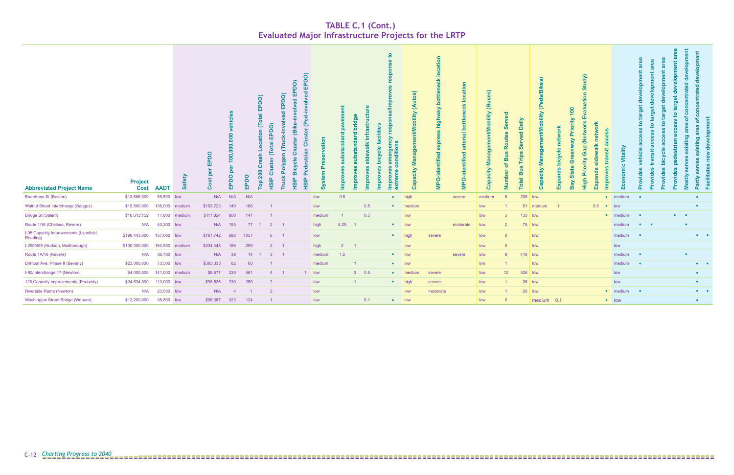# TABLE C.1 (Cont.)
## Evaluated Major Infrastructure Projects for the LRTP

| Abbreviated Project Name | Project Cost | AADT | Safety | Cost per EPDO | EPDO per 100,000,000 vehicles | EPDO | Top 200 Crash Location (Total EPDO) | HSIP Cluster (Total EPDO) | Truck Polygon (Truck-involved EPDO) | HSIP Bicycle Cluster (Bike-involved EPDO) | HSIP Pedestrian Cluster (Ped-involved EPDO) | System Preservation | Improves substandard pavement | Improves substandard bridge | Improves sidewalk infrastructure | Improves bicycle facilities | Improves emergency response/Improves response to extreme conditions | Capacity Management/Mobility (Autos) | MPO-identified express highway bottleneck location | MPO-identified arterial bottleneck location | Capacity Management/Mobility (Buses) | Number of Bus Routes Served | Total Bus Trips Served Daily | Capacity Management/Mobility (Peds/Bikes) | Expands bicycle network | Bay State Greenway Priority 100 | High Priority Gap (Network Evaluation Study) | Expands sidewalk network | Improves transit access | Economic Vitality | Provides vehicle access to target development area | Provides transit access to target development area | Provides bicycle access to target development area | Provides pedestrian access to target development area | Mostly serves existing area of concentrated development | Partly serves existing area of concentrated development | Facilitates new development |
|---|---|---|---|---|---|---|---|---|---|---|---|---|---|---|---|---|---|---|---|---|---|---|---|---|---|---|---|---|---|---|---|---|---|---|---|---|---|
| Boardman St (Boston) | $13,686,000 | 59,500 | low | N/A | N/A | N/A | | | | | | low | 0.5 | | | | • | high | | severe | medium | 5 | 205 | low | | | | | • | medium | • | | | | | • | |
| Walnut Street Interchange (Saugus) | $19,500,000 | 136,000 | medium | $103,723 | 140 | 188 | | 1 | | | | low | | | 0.5 | | • | medium | | | low | 1 | 51 | medium | 1 | | | 0.5 | • | low | | | | | | • | |
| Bridge St (Salem) | $16,613,152 | 17,800 | medium | $117,824 | 800 | 141 | | 1 | | | | medium | 1 | | 0.5 | | | low | | | low | 5 | 133 | low | | | | | • | medium | • | | | • | • | | |
| Route 1/16 (Chelsea, Revere) | N/A | 40,200 | low | N/A | 193 | 77 | 1 | 2 | 1 | | | high | 5.25 | 1 | | | • | low | | moderate | low | 2 | 75 | low | | | | | | medium | • | • | | | • | | |
| I-95 Capacity Improvements (Lynnfield, Reading) | $198,443,000 | 157,000 | low | $187,742 | 680 | 1057 | | 6 | 1 | | | low | | | | | • | high | severe | | low | 0 | | low | | | | | | medium | • | | | | | • | • |
| I-290/495 (Hudson, Marlborough) | $100,000,000 | 162,500 | medium | $334,448 | 186 | 299 | | 2 | 1 | | | high | 2 | 1 | | | | low | | | low | 0 | | low | | | | | | low | | | | | | | |
| Route 1A/16 (Revere) | N/A | 36,700 | low | N/A | 39 | 14 | 1 | 3 | 1 | | | medium | 1.5 | | | | • | low | | severe | low | 9 | 416 | low | | | | | | medium | • | | | | • | | |
| Brimbal Ave, Phase II (Beverly) | $23,000,000 | 73,500 | low | $383,333 | 82 | 60 | | 1 | | | | medium | | 1 | | | • | low | | | low | 1 | | low | | | | | | medium | • | | | | | • | • |
| I-90/Interchange 17 (Newton) | $4,000,000 | 141,000 | medium | $8,677 | 330 | 461 | | 4 | 1 | | 1 | low | | 3 | 0.5 | | • | medium | severe | | low | 12 | 528 | low | | | | | | low | | | | | | • | |
| 128 Capacity Improvements (Peabody) | $24,634,000 | 110,000 | low | $98,536 | 230 | 250 | | 2 | | | | low | | 1 | | | • | high | severe | | low | 1 | 36 | low | | | | | | low | | | | | | • | |
| Riverside Ramp (Newton) | N/A | 23,500 | low | N/A | 4 | 1 | | 2 | | | | low | | | | | | low | moderate | | low | 1 | 20 | low | | | | | • | medium | • | | | | | • | • |
| Washington Street Bridge (Woburn) | $12,200,000 | 38,800 | low | $98,387 | 323 | 124 | | 1 | | | | low | | | 0.1 | | • | low | | | low | 0 | | medium | 0.1 | | | | • | low | | | | | | • | |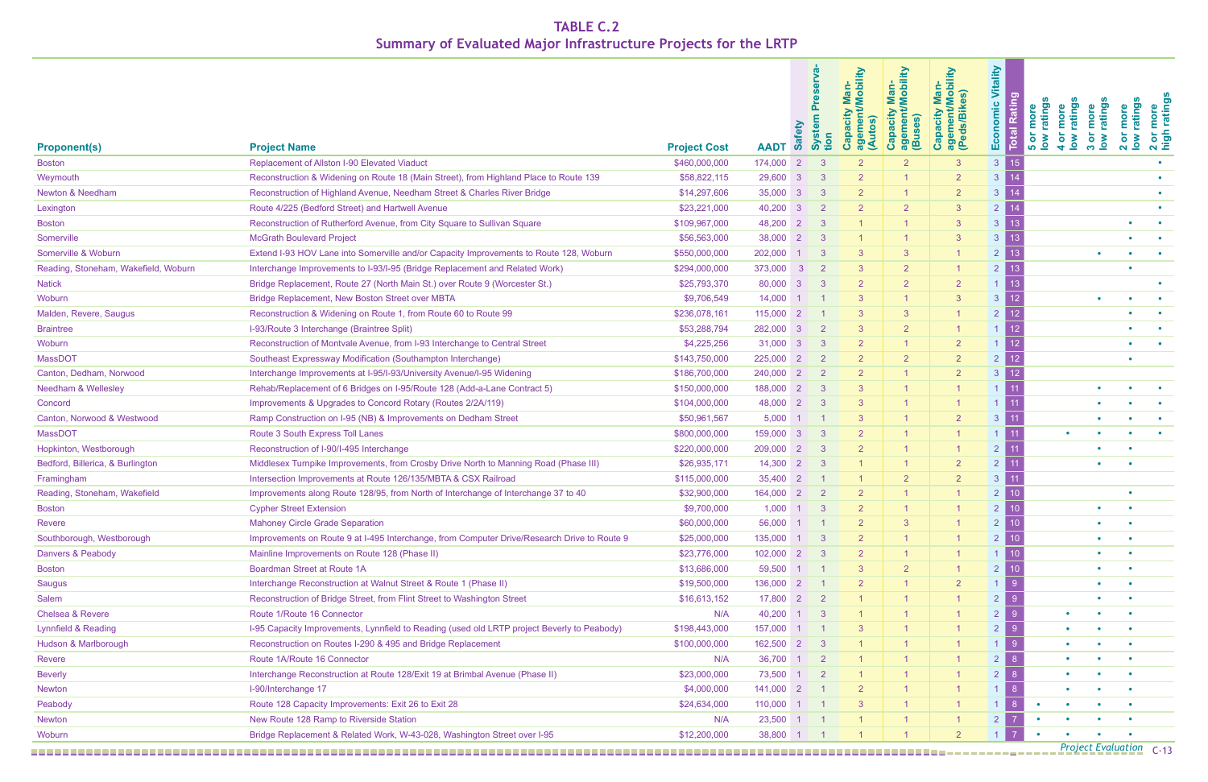# TABLE C.2
## Summary of Evaluated Major Infrastructure Projects for the LRTP

| Proponent(s) | Project Name | Project Cost | AADT | Safety | System Preservation | Capacity Management/Mobility (Autos) | Capacity Management/Mobility (Buses) | Capacity Management/Mobility (Peds/Bikes) | Economic Vitality | Total Rating | 5 or more low ratings | 4 or more low ratings | 3 or more low ratings | 2 or more low ratings | 2 or more high ratings |
|---|---|---|---|---|---|---|---|---|---|---|---|---|---|---|---|
| Boston | Replacement of Allston I-90 Elevated Viaduct | $460,000,000 | 174,000 | 2 | 3 | 2 | 2 | 3 | 3 | 15 | | | | | • |
| Weymouth | Reconstruction & Widening on Route 18 (Main Street), from Highland Place to Route 139 | $58,822,115 | 29,600 | 3 | 3 | 2 | 1 | 2 | 3 | 14 | | | | | • |
| Newton & Needham | Reconstruction of Highland Avenue, Needham Street & Charles River Bridge | $14,297,606 | 35,000 | 3 | 3 | 2 | 1 | 2 | 3 | 14 | | | | | • |
| Lexington | Route 4/225 (Bedford Street) and Hartwell Avenue | $23,221,000 | 40,200 | 3 | 2 | 2 | 2 | 3 | 2 | 14 | | | | | • |
| Boston | Reconstruction of Rutherford Avenue, from City Square to Sullivan Square | $109,967,000 | 48,200 | 2 | 3 | 1 | 1 | 3 | 3 | 13 | | | | • | • |
| Somerville | McGrath Boulevard Project | $56,563,000 | 38,000 | 2 | 3 | 1 | 1 | 3 | 3 | 13 | | | | • | • |
| Somerville & Woburn | Extend I-93 HOV Lane into Somerville and/or Capacity Improvements to Route 128, Woburn | $550,000,000 | 202,000 | 1 | 3 | 3 | 3 | 1 | 2 | 13 | | | • | • | • |
| Reading, Stoneham, Wakefield, Woburn | Interchange Improvements to I-93/I-95 (Bridge Replacement and Related Work) | $294,000,000 | 373,000 | 3 | 2 | 3 | 2 | 1 | 2 | 13 | | | | • | |
| Natick | Bridge Replacement, Route 27 (North Main St.) over Route 9 (Worcester St.) | $25,793,370 | 80,000 | 3 | 3 | 2 | 2 | 2 | 1 | 13 | | | | | • |
| Woburn | Bridge Replacement, New Boston Street over MBTA | $9,706,549 | 14,000 | 1 | 1 | 3 | 1 | 3 | 3 | 12 | | | • | • | • |
| Malden, Revere, Saugus | Reconstruction & Widening on Route 1, from Route 60 to Route 99 | $236,078,161 | 115,000 | 2 | 1 | 3 | 3 | 1 | 2 | 12 | | | | • | • |
| Braintree | I-93/Route 3 Interchange (Braintree Split) | $53,288,794 | 282,000 | 3 | 2 | 3 | 2 | 1 | 1 | 12 | | | | • | • |
| Woburn | Reconstruction of Montvale Avenue, from I-93 Interchange to Central Street | $4,225,256 | 31,000 | 3 | 3 | 2 | 1 | 2 | 1 | 12 | | | | • | • |
| MassDOT | Southeast Expressway Modification (Southampton Interchange) | $143,750,000 | 225,000 | 2 | 2 | 2 | 2 | 2 | 2 | 12 | | | | • | |
| Canton, Dedham, Norwood | Interchange Improvements at I-95/I-93/University Avenue/I-95 Widening | $186,700,000 | 240,000 | 2 | 2 | 2 | 1 | 2 | 3 | 12 | | | | | |
| Needham & Wellesley | Rehab/Replacement of 6 Bridges on I-95/Route 128 (Add-a-Lane Contract 5) | $150,000,000 | 188,000 | 2 | 3 | 3 | 1 | 1 | 1 | 11 | | | • | • | • |
| Concord | Improvements & Upgrades to Concord Rotary (Routes 2/2A/119) | $104,000,000 | 48,000 | 2 | 3 | 3 | 1 | 1 | 1 | 11 | | | • | • | • |
| Canton, Norwood & Westwood | Ramp Construction on I-95 (NB) & Improvements on Dedham Street | $50,961,567 | 5,000 | 1 | 1 | 3 | 1 | 2 | 3 | 11 | | | • | • | • |
| MassDOT | Route 3 South Express Toll Lanes | $800,000,000 | 159,000 | 3 | 3 | 2 | 1 | 1 | 1 | 11 | | • | • | • | • |
| Hopkinton, Westborough | Reconstruction of I-90/I-495 Interchange | $220,000,000 | 209,000 | 2 | 3 | 2 | 1 | 1 | 2 | 11 | | | • | • | |
| Bedford, Billerica, & Burlington | Middlesex Turnpike Improvements, from Crosby Drive North to Manning Road (Phase III) | $26,935,171 | 14,300 | 2 | 3 | 1 | 1 | 2 | 2 | 11 | | | • | • | |
| Framingham | Intersection Improvements at Route 126/135/MBTA & CSX Railroad | $115,000,000 | 35,400 | 2 | 1 | 1 | 2 | 2 | 3 | 11 | | | | | |
| Reading, Stoneham, Wakefield | Improvements along Route 128/95, from North of Interchange of Interchange 37 to 40 | $32,900,000 | 164,000 | 2 | 2 | 2 | 1 | 1 | 2 | 10 | | | | • | |
| Boston | Cypher Street Extension | $9,700,000 | 1,000 | 1 | 3 | 2 | 1 | 1 | 2 | 10 | | | • | • | |
| Revere | Mahoney Circle Grade Separation | $60,000,000 | 56,000 | 1 | 1 | 2 | 3 | 1 | 2 | 10 | | | • | • | |
| Southborough, Westborough | Improvements on Route 9 at I-495 Interchange, from Computer Drive/Research Drive to Route 9 | $25,000,000 | 135,000 | 1 | 3 | 2 | 1 | 1 | 2 | 10 | | | • | • | |
| Danvers & Peabody | Mainline Improvements on Route 128 (Phase II) | $23,776,000 | 102,000 | 2 | 3 | 2 | 1 | 1 | 1 | 10 | | | • | • | |
| Boston | Boardman Street at Route 1A | $13,686,000 | 59,500 | 1 | 1 | 3 | 2 | 1 | 2 | 10 | | | • | • | |
| Saugus | Interchange Reconstruction at Walnut Street & Route 1 (Phase II) | $19,500,000 | 136,000 | 2 | 1 | 2 | 1 | 2 | 1 | 9 | | | • | • | |
| Salem | Reconstruction of Bridge Street, from Flint Street to Washington Street | $16,613,152 | 17,800 | 2 | 2 | 1 | 1 | 1 | 2 | 9 | | | • | • | |
| Chelsea & Revere | Route 1/Route 16 Connector | N/A | 40,200 | 1 | 3 | 1 | 1 | 1 | 2 | 9 | | • | • | • | |
| Lynnfield & Reading | I-95 Capacity Improvements, Lynnfield to Reading (used old LRTP project Beverly to Peabody) | $198,443,000 | 157,000 | 1 | 1 | 3 | 1 | 1 | 2 | 9 | | • | • | • | |
| Hudson & Marlborough | Reconstruction on Routes I-290 & 495 and Bridge Replacement | $100,000,000 | 162,500 | 2 | 3 | 1 | 1 | 1 | 1 | 9 | | • | • | • | |
| Revere | Route 1A/Route 16 Connector | N/A | 36,700 | 1 | 2 | 1 | 1 | 1 | 2 | 8 | | • | • | • | |
| Beverly | Interchange Reconstruction at Route 128/Exit 19 at Brimbal Avenue (Phase II) | $23,000,000 | 73,500 | 1 | 2 | 1 | 1 | 1 | 2 | 8 | | • | • | • | |
| Newton | I-90/Interchange 17 | $4,000,000 | 141,000 | 2 | 1 | 2 | 1 | 1 | 1 | 8 | | • | • | • | |
| Peabody | Route 128 Capacity Improvements: Exit 26 to Exit 28 | $24,634,000 | 110,000 | 1 | 1 | 3 | 1 | 1 | 1 | 8 | • | • | • | • | |
| Newton | New Route 128 Ramp to Riverside Station | N/A | 23,500 | 1 | 1 | 1 | 1 | 1 | 2 | 7 | • | • | • | • | |
| Woburn | Bridge Replacement & Related Work, W-43-028, Washington Street over I-95 | $12,200,000 | 38,800 | 1 | 1 | 1 | 1 | 2 | 1 | 7 | • | • | • | • | |